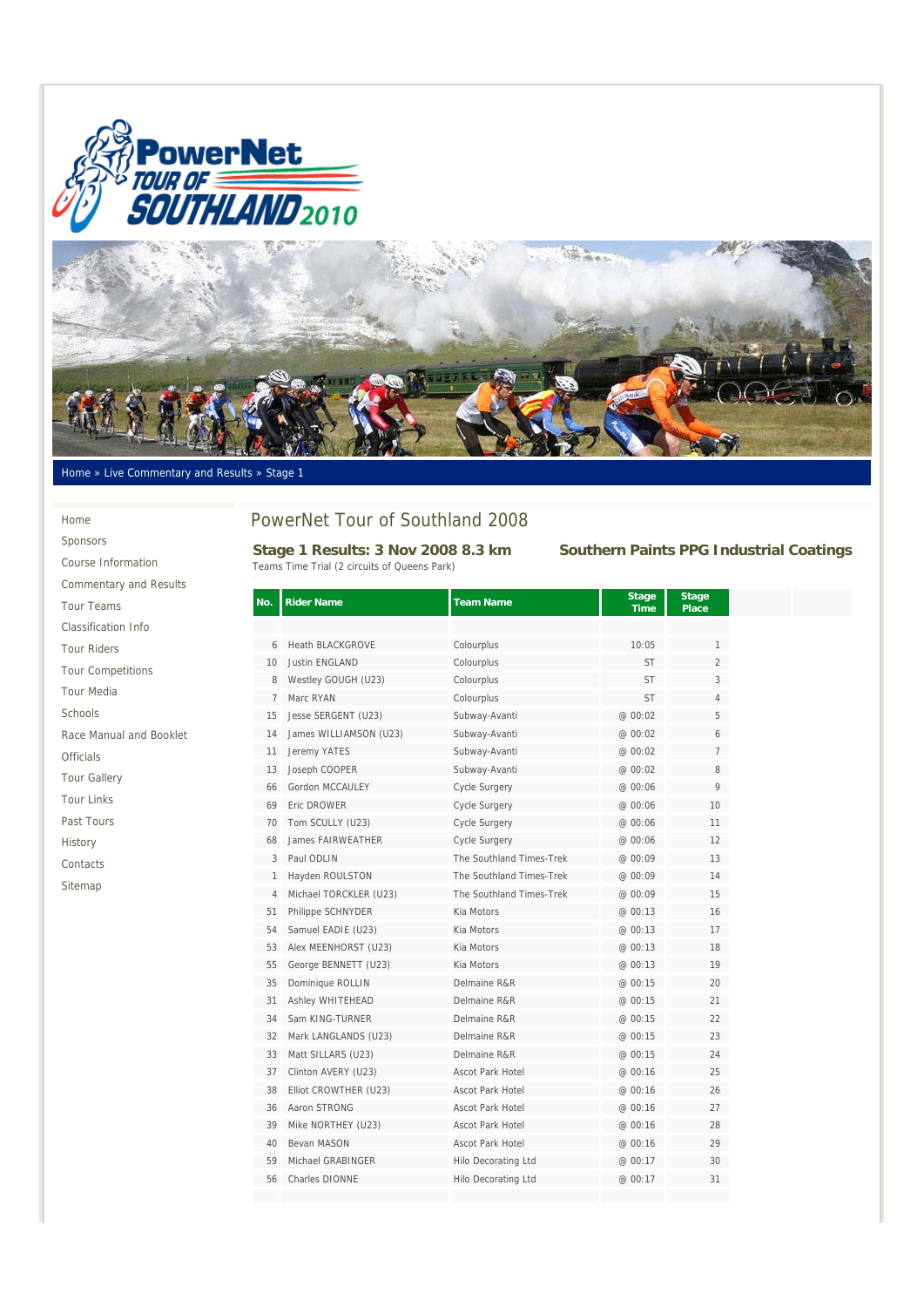Home » Live Commentary and Results » Stage 1

- Home
- Sponsors
- Course Information
- Commentary and Results
- Tour Teams
- Classification Info
- Tour Riders
- Tour Competitions
- Tour Media
- Schools
- Race Manual and Booklet
- Officials
- Tour Gallery
- Tour Links
- Past Tours
- History
- Contacts
- Sitemap

# PowerNet Tour of Southland 2008

## Stage 1 Results: 3 Nov 2008 8.3 km

## Southern Paints PPG Industrial Coatings

Teams Time Trial (2 circuits of Queens Park)

| No. | Rider Name | Team Name | Stage Time | Stage Place |
|---|---|---|---|---|
| 6 | Heath BLACKGROVE | Colourplus | 10:05 | 1 |
| 10 | Justin ENGLAND | Colourplus | ST | 2 |
| 8 | Westley GOUGH (U23) | Colourplus | ST | 3 |
| 7 | Marc RYAN | Colourplus | ST | 4 |
| 15 | Jesse SERGENT (U23) | Subway-Avanti | @ 00:02 | 5 |
| 14 | James WILLIAMSON (U23) | Subway-Avanti | @ 00:02 | 6 |
| 11 | Jeremy YATES | Subway-Avanti | @ 00:02 | 7 |
| 13 | Joseph COOPER | Subway-Avanti | @ 00:02 | 8 |
| 66 | Gordon MCCAULEY | Cycle Surgery | @ 00:06 | 9 |
| 69 | Eric DROWER | Cycle Surgery | @ 00:06 | 10 |
| 70 | Tom SCULLY (U23) | Cycle Surgery | @ 00:06 | 11 |
| 68 | James FAIRWEATHER | Cycle Surgery | @ 00:06 | 12 |
| 3 | Paul ODLIN | The Southland Times-Trek | @ 00:09 | 13 |
| 1 | Hayden ROULSTON | The Southland Times-Trek | @ 00:09 | 14 |
| 4 | Michael TORCKLER (U23) | The Southland Times-Trek | @ 00:09 | 15 |
| 51 | Philippe SCHNYDER | Kia Motors | @ 00:13 | 16 |
| 54 | Samuel EADIE (U23) | Kia Motors | @ 00:13 | 17 |
| 53 | Alex MEENHORST (U23) | Kia Motors | @ 00:13 | 18 |
| 55 | George BENNETT (U23) | Kia Motors | @ 00:13 | 19 |
| 35 | Dominique ROLLIN | Delmaine R&R | @ 00:15 | 20 |
| 31 | Ashley WHITEHEAD | Delmaine R&R | @ 00:15 | 21 |
| 34 | Sam KING-TURNER | Delmaine R&R | @ 00:15 | 22 |
| 32 | Mark LANGLANDS (U23) | Delmaine R&R | @ 00:15 | 23 |
| 33 | Matt SILLARS (U23) | Delmaine R&R | @ 00:15 | 24 |
| 37 | Clinton AVERY (U23) | Ascot Park Hotel | @ 00:16 | 25 |
| 38 | Elliot CROWTHER (U23) | Ascot Park Hotel | @ 00:16 | 26 |
| 36 | Aaron STRONG | Ascot Park Hotel | @ 00:16 | 27 |
| 39 | Mike NORTHEY (U23) | Ascot Park Hotel | @ 00:16 | 28 |
| 40 | Bevan MASON | Ascot Park Hotel | @ 00:16 | 29 |
| 59 | Michael GRABINGER | Hilo Decorating Ltd | @ 00:17 | 30 |
| 56 | Charles DIONNE | Hilo Decorating Ltd | @ 00:17 | 31 |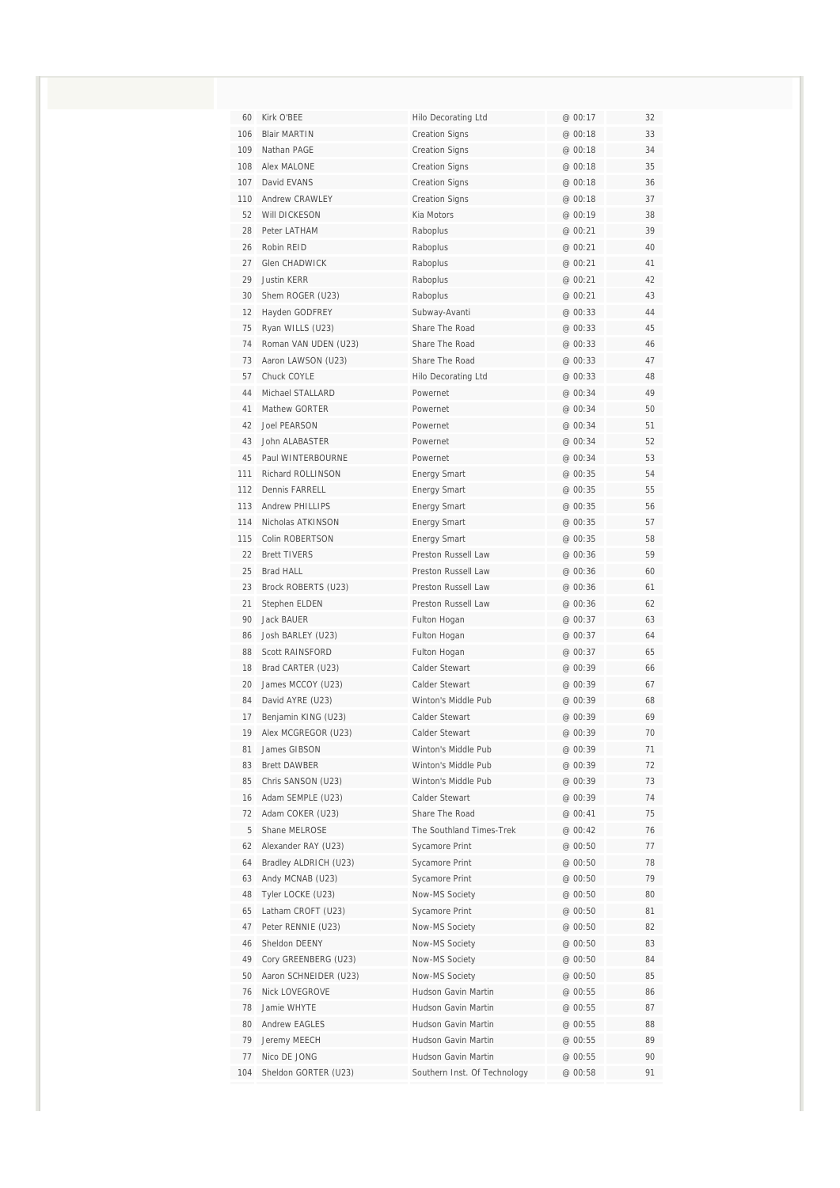| | | | | |
|---|---|---|---|---|
| 60 | Kirk O'BEE | Hilo Decorating Ltd | @ 00:17 | 32 |
| 106 | Blair MARTIN | Creation Signs | @ 00:18 | 33 |
| 109 | Nathan PAGE | Creation Signs | @ 00:18 | 34 |
| 108 | Alex MALONE | Creation Signs | @ 00:18 | 35 |
| 107 | David EVANS | Creation Signs | @ 00:18 | 36 |
| 110 | Andrew CRAWLEY | Creation Signs | @ 00:18 | 37 |
| 52 | Will DICKESON | Kia Motors | @ 00:19 | 38 |
| 28 | Peter LATHAM | Raboplus | @ 00:21 | 39 |
| 26 | Robin REID | Raboplus | @ 00:21 | 40 |
| 27 | Glen CHADWICK | Raboplus | @ 00:21 | 41 |
| 29 | Justin KERR | Raboplus | @ 00:21 | 42 |
| 30 | Shem ROGER (U23) | Raboplus | @ 00:21 | 43 |
| 12 | Hayden GODFREY | Subway-Avanti | @ 00:33 | 44 |
| 75 | Ryan WILLS (U23) | Share The Road | @ 00:33 | 45 |
| 74 | Roman VAN UDEN (U23) | Share The Road | @ 00:33 | 46 |
| 73 | Aaron LAWSON (U23) | Share The Road | @ 00:33 | 47 |
| 57 | Chuck COYLE | Hilo Decorating Ltd | @ 00:33 | 48 |
| 44 | Michael STALLARD | Powernet | @ 00:34 | 49 |
| 41 | Mathew GORTER | Powernet | @ 00:34 | 50 |
| 42 | Joel PEARSON | Powernet | @ 00:34 | 51 |
| 43 | John ALABASTER | Powernet | @ 00:34 | 52 |
| 45 | Paul WINTERBOURNE | Powernet | @ 00:34 | 53 |
| 111 | Richard ROLLINSON | Energy Smart | @ 00:35 | 54 |
| 112 | Dennis FARRELL | Energy Smart | @ 00:35 | 55 |
| 113 | Andrew PHILLIPS | Energy Smart | @ 00:35 | 56 |
| 114 | Nicholas ATKINSON | Energy Smart | @ 00:35 | 57 |
| 115 | Colin ROBERTSON | Energy Smart | @ 00:35 | 58 |
| 22 | Brett TIVERS | Preston Russell Law | @ 00:36 | 59 |
| 25 | Brad HALL | Preston Russell Law | @ 00:36 | 60 |
| 23 | Brock ROBERTS (U23) | Preston Russell Law | @ 00:36 | 61 |
| 21 | Stephen ELDEN | Preston Russell Law | @ 00:36 | 62 |
| 90 | Jack BAUER | Fulton Hogan | @ 00:37 | 63 |
| 86 | Josh BARLEY (U23) | Fulton Hogan | @ 00:37 | 64 |
| 88 | Scott RAINSFORD | Fulton Hogan | @ 00:37 | 65 |
| 18 | Brad CARTER (U23) | Calder Stewart | @ 00:39 | 66 |
| 20 | James MCCOY (U23) | Calder Stewart | @ 00:39 | 67 |
| 84 | David AYRE (U23) | Winton's Middle Pub | @ 00:39 | 68 |
| 17 | Benjamin KING (U23) | Calder Stewart | @ 00:39 | 69 |
| 19 | Alex MCGREGOR (U23) | Calder Stewart | @ 00:39 | 70 |
| 81 | James GIBSON | Winton's Middle Pub | @ 00:39 | 71 |
| 83 | Brett DAWBER | Winton's Middle Pub | @ 00:39 | 72 |
| 85 | Chris SANSON (U23) | Winton's Middle Pub | @ 00:39 | 73 |
| 16 | Adam SEMPLE (U23) | Calder Stewart | @ 00:39 | 74 |
| 72 | Adam COKER (U23) | Share The Road | @ 00:41 | 75 |
| 5 | Shane MELROSE | The Southland Times-Trek | @ 00:42 | 76 |
| 62 | Alexander RAY (U23) | Sycamore Print | @ 00:50 | 77 |
| 64 | Bradley ALDRICH (U23) | Sycamore Print | @ 00:50 | 78 |
| 63 | Andy MCNAB (U23) | Sycamore Print | @ 00:50 | 79 |
| 48 | Tyler LOCKE (U23) | Now-MS Society | @ 00:50 | 80 |
| 65 | Latham CROFT (U23) | Sycamore Print | @ 00:50 | 81 |
| 47 | Peter RENNIE (U23) | Now-MS Society | @ 00:50 | 82 |
| 46 | Sheldon DEENY | Now-MS Society | @ 00:50 | 83 |
| 49 | Cory GREENBERG (U23) | Now-MS Society | @ 00:50 | 84 |
| 50 | Aaron SCHNEIDER (U23) | Now-MS Society | @ 00:50 | 85 |
| 76 | Nick LOVEGROVE | Hudson Gavin Martin | @ 00:55 | 86 |
| 78 | Jamie WHYTE | Hudson Gavin Martin | @ 00:55 | 87 |
| 80 | Andrew EAGLES | Hudson Gavin Martin | @ 00:55 | 88 |
| 79 | Jeremy MEECH | Hudson Gavin Martin | @ 00:55 | 89 |
| 77 | Nico DE JONG | Hudson Gavin Martin | @ 00:55 | 90 |
| 104 | Sheldon GORTER (U23) | Southern Inst. Of Technology | @ 00:58 | 91 |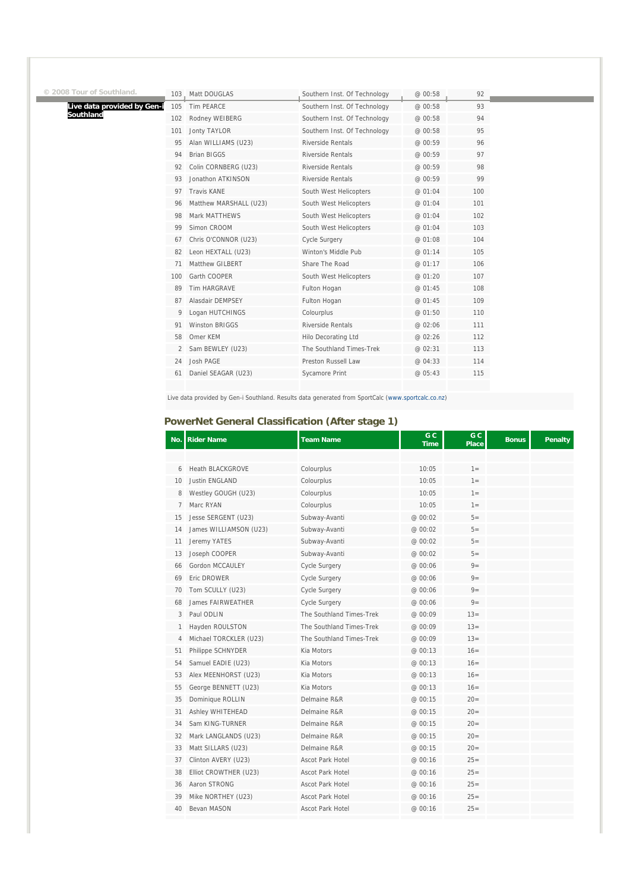© 2008 Tour of Southland.

Live data provided by Gen-i Southland

| | | | | |
|---|---|---|---|---|
| 103 | Matt DOUGLAS | Southern Inst. Of Technology | @ 00:58 | 92 |
| 105 | Tim PEARCE | Southern Inst. Of Technology | @ 00:58 | 93 |
| 102 | Rodney WEIBERG | Southern Inst. Of Technology | @ 00:58 | 94 |
| 101 | Jonty TAYLOR | Southern Inst. Of Technology | @ 00:58 | 95 |
| 95 | Alan WILLIAMS (U23) | Riverside Rentals | @ 00:59 | 96 |
| 94 | Brian BIGGS | Riverside Rentals | @ 00:59 | 97 |
| 92 | Colin CORNBERG (U23) | Riverside Rentals | @ 00:59 | 98 |
| 93 | Jonathon ATKINSON | Riverside Rentals | @ 00:59 | 99 |
| 97 | Travis KANE | South West Helicopters | @ 01:04 | 100 |
| 96 | Matthew MARSHALL (U23) | South West Helicopters | @ 01:04 | 101 |
| 98 | Mark MATTHEWS | South West Helicopters | @ 01:04 | 102 |
| 99 | Simon CROOM | South West Helicopters | @ 01:04 | 103 |
| 67 | Chris O'CONNOR (U23) | Cycle Surgery | @ 01:08 | 104 |
| 82 | Leon HEXTALL (U23) | Winton's Middle Pub | @ 01:14 | 105 |
| 71 | Matthew GILBERT | Share The Road | @ 01:17 | 106 |
| 100 | Garth COOPER | South West Helicopters | @ 01:20 | 107 |
| 89 | Tim HARGRAVE | Fulton Hogan | @ 01:45 | 108 |
| 87 | Alasdair DEMPSEY | Fulton Hogan | @ 01:45 | 109 |
| 9 | Logan HUTCHINGS | Colourplus | @ 01:50 | 110 |
| 91 | Winston BRIGGS | Riverside Rentals | @ 02:06 | 111 |
| 58 | Omer KEM | Hilo Decorating Ltd | @ 02:26 | 112 |
| 2 | Sam BEWLEY (U23) | The Southland Times-Trek | @ 02:31 | 113 |
| 24 | Josh PAGE | Preston Russell Law | @ 04:33 | 114 |
| 61 | Daniel SEAGAR (U23) | Sycamore Print | @ 05:43 | 115 |

Live data provided by Gen-i Southland. Results data generated from SportCalc (www.sportcalc.co.nz)

## PowerNet General Classification (After stage 1)

| No. | Rider Name | Team Name | G C Time | G C Place | Bonus | Penalty |
|---|---|---|---|---|---|---|
| 6 | Heath BLACKGROVE | Colourplus | 10:05 | 1= | | |
| 10 | Justin ENGLAND | Colourplus | 10:05 | 1= | | |
| 8 | Westley GOUGH (U23) | Colourplus | 10:05 | 1= | | |
| 7 | Marc RYAN | Colourplus | 10:05 | 1= | | |
| 15 | Jesse SERGENT (U23) | Subway-Avanti | @ 00:02 | 5= | | |
| 14 | James WILLIAMSON (U23) | Subway-Avanti | @ 00:02 | 5= | | |
| 11 | Jeremy YATES | Subway-Avanti | @ 00:02 | 5= | | |
| 13 | Joseph COOPER | Subway-Avanti | @ 00:02 | 5= | | |
| 66 | Gordon MCCAULEY | Cycle Surgery | @ 00:06 | 9= | | |
| 69 | Eric DROWER | Cycle Surgery | @ 00:06 | 9= | | |
| 70 | Tom SCULLY (U23) | Cycle Surgery | @ 00:06 | 9= | | |
| 68 | James FAIRWEATHER | Cycle Surgery | @ 00:06 | 9= | | |
| 3 | Paul ODLIN | The Southland Times-Trek | @ 00:09 | 13= | | |
| 1 | Hayden ROULSTON | The Southland Times-Trek | @ 00:09 | 13= | | |
| 4 | Michael TORCKLER (U23) | The Southland Times-Trek | @ 00:09 | 13= | | |
| 51 | Philippe SCHNYDER | Kia Motors | @ 00:13 | 16= | | |
| 54 | Samuel EADIE (U23) | Kia Motors | @ 00:13 | 16= | | |
| 53 | Alex MEENHORST (U23) | Kia Motors | @ 00:13 | 16= | | |
| 55 | George BENNETT (U23) | Kia Motors | @ 00:13 | 16= | | |
| 35 | Dominique ROLLIN | Delmaine R&R | @ 00:15 | 20= | | |
| 31 | Ashley WHITEHEAD | Delmaine R&R | @ 00:15 | 20= | | |
| 34 | Sam KING-TURNER | Delmaine R&R | @ 00:15 | 20= | | |
| 32 | Mark LANGLANDS (U23) | Delmaine R&R | @ 00:15 | 20= | | |
| 33 | Matt SILLARS (U23) | Delmaine R&R | @ 00:15 | 20= | | |
| 37 | Clinton AVERY (U23) | Ascot Park Hotel | @ 00:16 | 25= | | |
| 38 | Elliot CROWTHER (U23) | Ascot Park Hotel | @ 00:16 | 25= | | |
| 36 | Aaron STRONG | Ascot Park Hotel | @ 00:16 | 25= | | |
| 39 | Mike NORTHEY (U23) | Ascot Park Hotel | @ 00:16 | 25= | | |
| 40 | Bevan MASON | Ascot Park Hotel | @ 00:16 | 25= | | |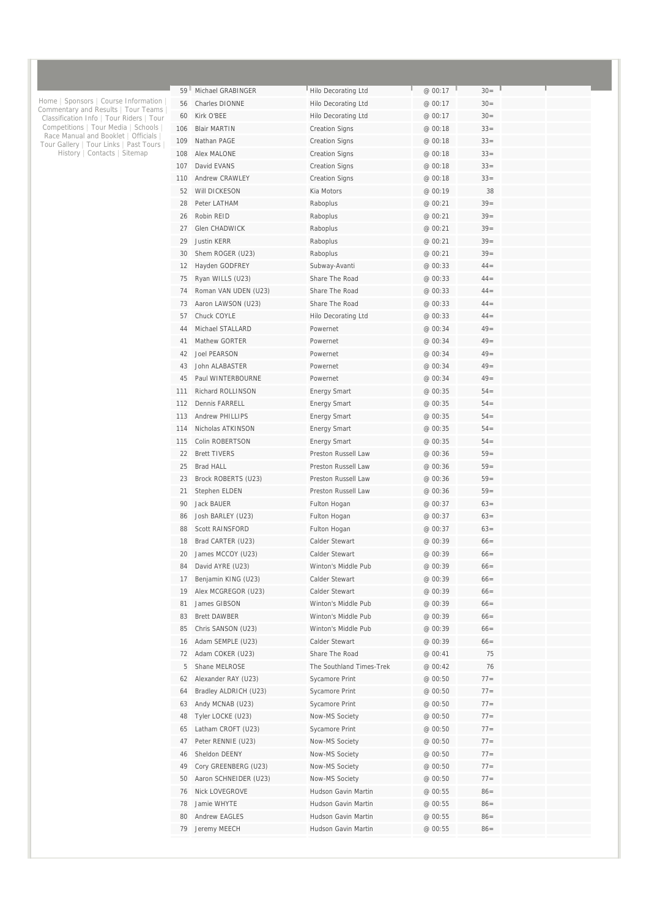Home | Sponsors | Course Information | Commentary and Results | Tour Teams | Classification Info | Tour Riders | Tour Competitions | Tour Media | Schools | Race Manual and Booklet | Officials | Tour Gallery | Tour Links | Past Tours | History | Contacts | Sitemap

| | | | | | | |
|---|---|---|---|---|---|---|
| 59 | Michael GRABINGER | Hilo Decorating Ltd | @ 00:17 | 30= | | |
| 56 | Charles DIONNE | Hilo Decorating Ltd | @ 00:17 | 30= | | |
| 60 | Kirk O'BEE | Hilo Decorating Ltd | @ 00:17 | 30= | | |
| 106 | Blair MARTIN | Creation Signs | @ 00:18 | 33= | | |
| 109 | Nathan PAGE | Creation Signs | @ 00:18 | 33= | | |
| 108 | Alex MALONE | Creation Signs | @ 00:18 | 33= | | |
| 107 | David EVANS | Creation Signs | @ 00:18 | 33= | | |
| 110 | Andrew CRAWLEY | Creation Signs | @ 00:18 | 33= | | |
| 52 | Will DICKESON | Kia Motors | @ 00:19 | 38 | | |
| 28 | Peter LATHAM | Raboplus | @ 00:21 | 39= | | |
| 26 | Robin REID | Raboplus | @ 00:21 | 39= | | |
| 27 | Glen CHADWICK | Raboplus | @ 00:21 | 39= | | |
| 29 | Justin KERR | Raboplus | @ 00:21 | 39= | | |
| 30 | Shem ROGER (U23) | Raboplus | @ 00:21 | 39= | | |
| 12 | Hayden GODFREY | Subway-Avanti | @ 00:33 | 44= | | |
| 75 | Ryan WILLS (U23) | Share The Road | @ 00:33 | 44= | | |
| 74 | Roman VAN UDEN (U23) | Share The Road | @ 00:33 | 44= | | |
| 73 | Aaron LAWSON (U23) | Share The Road | @ 00:33 | 44= | | |
| 57 | Chuck COYLE | Hilo Decorating Ltd | @ 00:33 | 44= | | |
| 44 | Michael STALLARD | Powernet | @ 00:34 | 49= | | |
| 41 | Mathew GORTER | Powernet | @ 00:34 | 49= | | |
| 42 | Joel PEARSON | Powernet | @ 00:34 | 49= | | |
| 43 | John ALABASTER | Powernet | @ 00:34 | 49= | | |
| 45 | Paul WINTERBOURNE | Powernet | @ 00:34 | 49= | | |
| 111 | Richard ROLLINSON | Energy Smart | @ 00:35 | 54= | | |
| 112 | Dennis FARRELL | Energy Smart | @ 00:35 | 54= | | |
| 113 | Andrew PHILLIPS | Energy Smart | @ 00:35 | 54= | | |
| 114 | Nicholas ATKINSON | Energy Smart | @ 00:35 | 54= | | |
| 115 | Colin ROBERTSON | Energy Smart | @ 00:35 | 54= | | |
| 22 | Brett TIVERS | Preston Russell Law | @ 00:36 | 59= | | |
| 25 | Brad HALL | Preston Russell Law | @ 00:36 | 59= | | |
| 23 | Brock ROBERTS (U23) | Preston Russell Law | @ 00:36 | 59= | | |
| 21 | Stephen ELDEN | Preston Russell Law | @ 00:36 | 59= | | |
| 90 | Jack BAUER | Fulton Hogan | @ 00:37 | 63= | | |
| 86 | Josh BARLEY (U23) | Fulton Hogan | @ 00:37 | 63= | | |
| 88 | Scott RAINSFORD | Fulton Hogan | @ 00:37 | 63= | | |
| 18 | Brad CARTER (U23) | Calder Stewart | @ 00:39 | 66= | | |
| 20 | James MCCOY (U23) | Calder Stewart | @ 00:39 | 66= | | |
| 84 | David AYRE (U23) | Winton's Middle Pub | @ 00:39 | 66= | | |
| 17 | Benjamin KING (U23) | Calder Stewart | @ 00:39 | 66= | | |
| 19 | Alex MCGREGOR (U23) | Calder Stewart | @ 00:39 | 66= | | |
| 81 | James GIBSON | Winton's Middle Pub | @ 00:39 | 66= | | |
| 83 | Brett DAWBER | Winton's Middle Pub | @ 00:39 | 66= | | |
| 85 | Chris SANSON (U23) | Winton's Middle Pub | @ 00:39 | 66= | | |
| 16 | Adam SEMPLE (U23) | Calder Stewart | @ 00:39 | 66= | | |
| 72 | Adam COKER (U23) | Share The Road | @ 00:41 | 75 | | |
| 5 | Shane MELROSE | The Southland Times-Trek | @ 00:42 | 76 | | |
| 62 | Alexander RAY (U23) | Sycamore Print | @ 00:50 | 77= | | |
| 64 | Bradley ALDRICH (U23) | Sycamore Print | @ 00:50 | 77= | | |
| 63 | Andy MCNAB (U23) | Sycamore Print | @ 00:50 | 77= | | |
| 48 | Tyler LOCKE (U23) | Now-MS Society | @ 00:50 | 77= | | |
| 65 | Latham CROFT (U23) | Sycamore Print | @ 00:50 | 77= | | |
| 47 | Peter RENNIE (U23) | Now-MS Society | @ 00:50 | 77= | | |
| 46 | Sheldon DEENY | Now-MS Society | @ 00:50 | 77= | | |
| 49 | Cory GREENBERG (U23) | Now-MS Society | @ 00:50 | 77= | | |
| 50 | Aaron SCHNEIDER (U23) | Now-MS Society | @ 00:50 | 77= | | |
| 76 | Nick LOVEGROVE | Hudson Gavin Martin | @ 00:55 | 86= | | |
| 78 | Jamie WHYTE | Hudson Gavin Martin | @ 00:55 | 86= | | |
| 80 | Andrew EAGLES | Hudson Gavin Martin | @ 00:55 | 86= | | |
| 79 | Jeremy MEECH | Hudson Gavin Martin | @ 00:55 | 86= | | |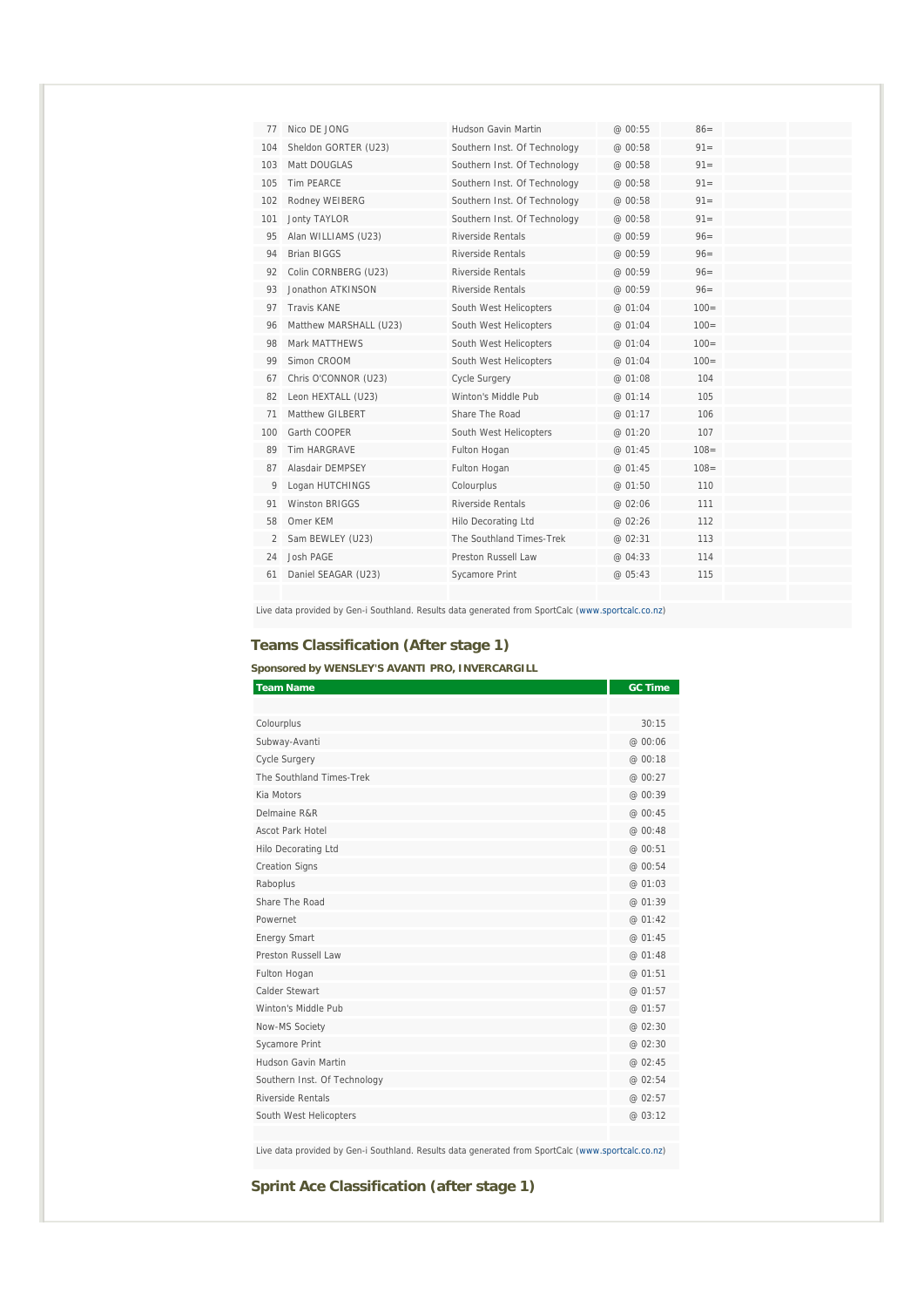| | | | | | | |
|---|---|---|---|---|---|---|
| 77 | Nico DE JONG | Hudson Gavin Martin | @ 00:55 | 86= | | |
| 104 | Sheldon GORTER (U23) | Southern Inst. Of Technology | @ 00:58 | 91= | | |
| 103 | Matt DOUGLAS | Southern Inst. Of Technology | @ 00:58 | 91= | | |
| 105 | Tim PEARCE | Southern Inst. Of Technology | @ 00:58 | 91= | | |
| 102 | Rodney WEIBERG | Southern Inst. Of Technology | @ 00:58 | 91= | | |
| 101 | Jonty TAYLOR | Southern Inst. Of Technology | @ 00:58 | 91= | | |
| 95 | Alan WILLIAMS (U23) | Riverside Rentals | @ 00:59 | 96= | | |
| 94 | Brian BIGGS | Riverside Rentals | @ 00:59 | 96= | | |
| 92 | Colin CORNBERG (U23) | Riverside Rentals | @ 00:59 | 96= | | |
| 93 | Jonathon ATKINSON | Riverside Rentals | @ 00:59 | 96= | | |
| 97 | Travis KANE | South West Helicopters | @ 01:04 | 100= | | |
| 96 | Matthew MARSHALL (U23) | South West Helicopters | @ 01:04 | 100= | | |
| 98 | Mark MATTHEWS | South West Helicopters | @ 01:04 | 100= | | |
| 99 | Simon CROOM | South West Helicopters | @ 01:04 | 100= | | |
| 67 | Chris O'CONNOR (U23) | Cycle Surgery | @ 01:08 | 104 | | |
| 82 | Leon HEXTALL (U23) | Winton's Middle Pub | @ 01:14 | 105 | | |
| 71 | Matthew GILBERT | Share The Road | @ 01:17 | 106 | | |
| 100 | Garth COOPER | South West Helicopters | @ 01:20 | 107 | | |
| 89 | Tim HARGRAVE | Fulton Hogan | @ 01:45 | 108= | | |
| 87 | Alasdair DEMPSEY | Fulton Hogan | @ 01:45 | 108= | | |
| 9 | Logan HUTCHINGS | Colourplus | @ 01:50 | 110 | | |
| 91 | Winston BRIGGS | Riverside Rentals | @ 02:06 | 111 | | |
| 58 | Omer KEM | Hilo Decorating Ltd | @ 02:26 | 112 | | |
| 2 | Sam BEWLEY (U23) | The Southland Times-Trek | @ 02:31 | 113 | | |
| 24 | Josh PAGE | Preston Russell Law | @ 04:33 | 114 | | |
| 61 | Daniel SEAGAR (U23) | Sycamore Print | @ 05:43 | 115 | | |

Live data provided by Gen-i Southland. Results data generated from SportCalc (www.sportcalc.co.nz)

## Teams Classification (After stage 1)

**Sponsored by WENSLEY'S AVANTI PRO, INVERCARGILL**

| Team Name | GC Time |
|---|---|
| Colourplus | 30:15 |
| Subway-Avanti | @ 00:06 |
| Cycle Surgery | @ 00:18 |
| The Southland Times-Trek | @ 00:27 |
| Kia Motors | @ 00:39 |
| Delmaine R&R | @ 00:45 |
| Ascot Park Hotel | @ 00:48 |
| Hilo Decorating Ltd | @ 00:51 |
| Creation Signs | @ 00:54 |
| Raboplus | @ 01:03 |
| Share The Road | @ 01:39 |
| Powernet | @ 01:42 |
| Energy Smart | @ 01:45 |
| Preston Russell Law | @ 01:48 |
| Fulton Hogan | @ 01:51 |
| Calder Stewart | @ 01:57 |
| Winton's Middle Pub | @ 01:57 |
| Now-MS Society | @ 02:30 |
| Sycamore Print | @ 02:30 |
| Hudson Gavin Martin | @ 02:45 |
| Southern Inst. Of Technology | @ 02:54 |
| Riverside Rentals | @ 02:57 |
| South West Helicopters | @ 03:12 |

Live data provided by Gen-i Southland. Results data generated from SportCalc (www.sportcalc.co.nz)

## Sprint Ace Classification (after stage 1)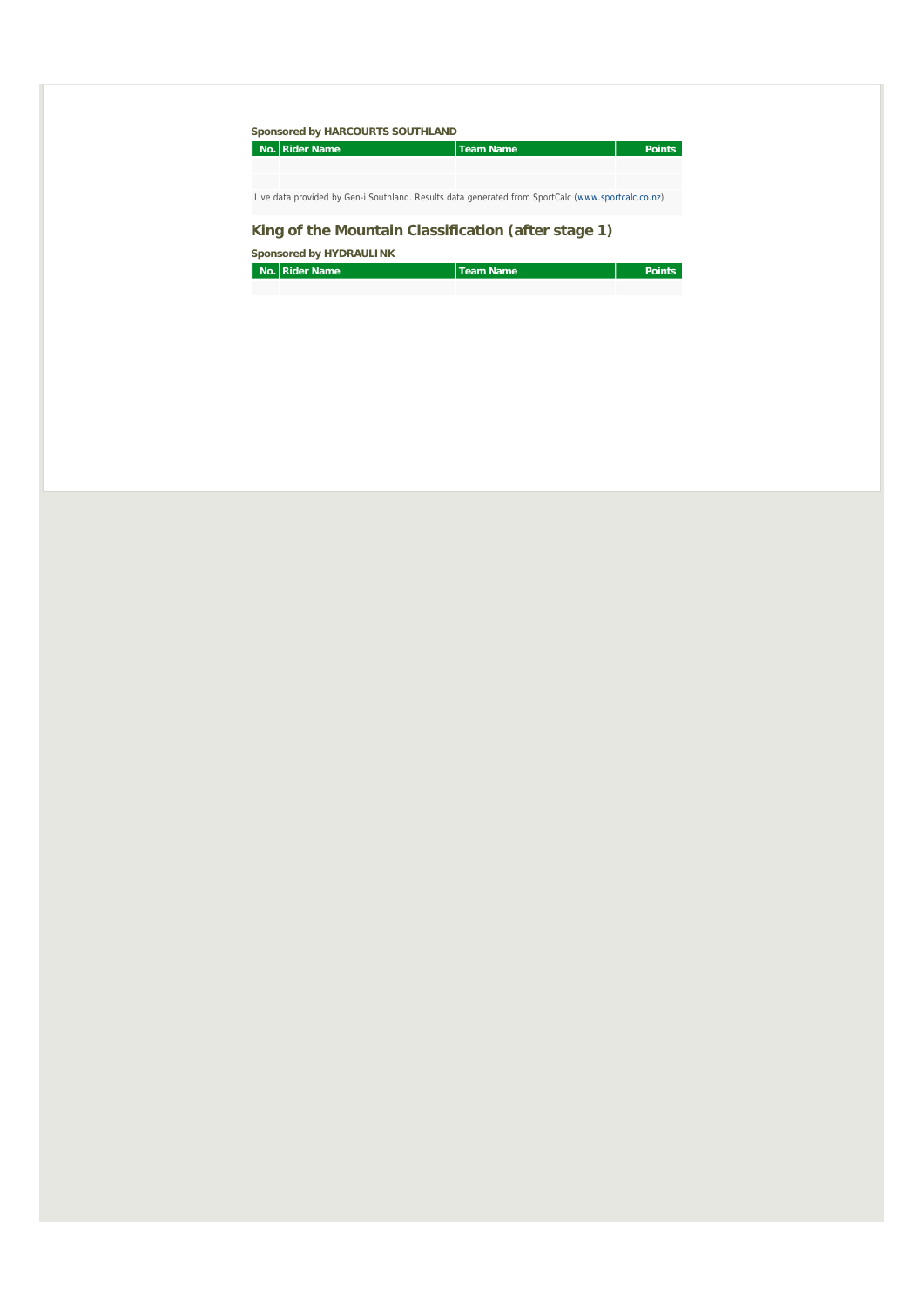**Sponsored by HARCOURTS SOUTHLAND**

| No. | Rider Name | Team Name | Points |
|---|---|---|---|
| | | | |
| | | | |

Live data provided by Gen-i Southland. Results data generated from SportCalc (www.sportcalc.co.nz)

## King of the Mountain Classification (after stage 1)

**Sponsored by HYDRAULINK**

| No. | Rider Name | Team Name | Points |
|---|---|---|---|
| | | | |